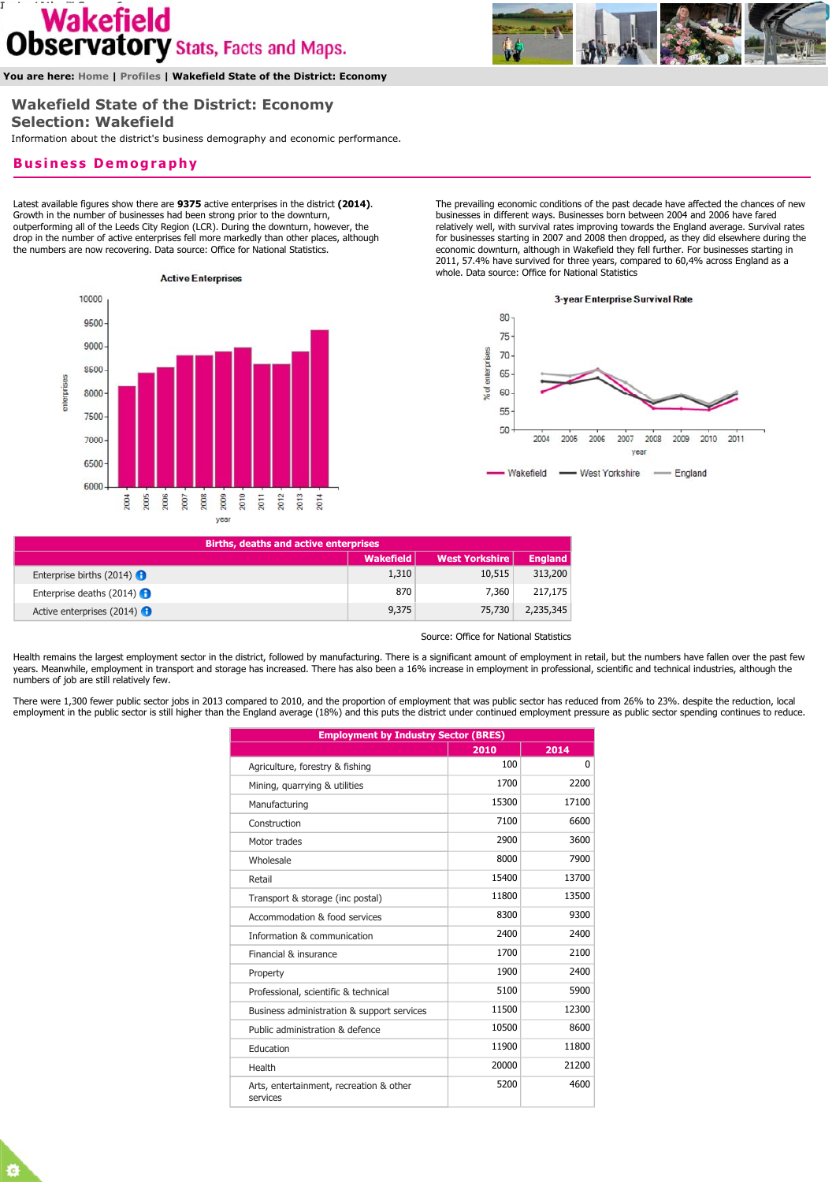# Wakefield Observatory Stats, Facts and Maps.

You are here: Home | Profiles | Wakefield State of the District: Economy

## Wakefield State of the District: Economy
## Selection: Wakefield

Information about the district's business demography and economic performance.

## Business Demography

Latest available figures show there are **9375** active enterprises in the district **(2014)**. Growth in the number of businesses had been strong prior to the downturn, outperforming all of the Leeds City Region (LCR). During the downturn, however, the drop in the number of active enterprises fell more markedly than other places, although the numbers are now recovering. Data source: Office for National Statistics.

Active Enterprises

enterprises

10000
9500
9000
8500
8000
7500
7000
6500
6000

2004 2005 2006 2007 2008 2009 2010 2011 2012 2013 2014

year

The prevailing economic conditions of the past decade have affected the chances of new businesses in different ways. Businesses born between 2004 and 2006 have fared relatively well, with survival rates improving towards the England average. Survival rates for businesses starting in 2007 and 2008 then dropped, as they did elsewhere during the economic downturn, although in Wakefield they fell further. For businesses starting in 2011, 57.4% have survived for three years, compared to 60,4% across England as a whole. Data source: Office for National Statistics

3-year Enterprise Survival Rate

% of enterprises

80
75
70
65
60
55
50

2004 2005 2006 2007 2008 2009 2010 2011

year

Wakefield West Yorkshire England

| Births, deaths and active enterprises | Wakefield | West Yorkshire | England |
|---|---|---|---|
| Enterprise births (2014) | 1,310 | 10,515 | 313,200 |
| Enterprise deaths (2014) | 870 | 7,360 | 217,175 |
| Active enterprises (2014) | 9,375 | 75,730 | 2,235,345 |

Source: Office for National Statistics

Health remains the largest employment sector in the district, followed by manufacturing. There is a significant amount of employment in retail, but the numbers have fallen over the past few years. Meanwhile, employment in transport and storage has increased. There has also been a 16% increase in employment in professional, scientific and technical industries, although the numbers of job are still relatively few.

There were 1,300 fewer public sector jobs in 2013 compared to 2010, and the proportion of employment that was public sector has reduced from 26% to 23%. despite the reduction, local employment in the public sector is still higher than the England average (18%) and this puts the district under continued employment pressure as public sector spending continues to reduce.

| Employment by Industry Sector (BRES) | 2010 | 2014 |
|---|---|---|
| Agriculture, forestry & fishing | 100 | 0 |
| Mining, quarrying & utilities | 1700 | 2200 |
| Manufacturing | 15300 | 17100 |
| Construction | 7100 | 6600 |
| Motor trades | 2900 | 3600 |
| Wholesale | 8000 | 7900 |
| Retail | 15400 | 13700 |
| Transport & storage (inc postal) | 11800 | 13500 |
| Accommodation & food services | 8300 | 9300 |
| Information & communication | 2400 | 2400 |
| Financial & insurance | 1700 | 2100 |
| Property | 1900 | 2400 |
| Professional, scientific & technical | 5100 | 5900 |
| Business administration & support services | 11500 | 12300 |
| Public administration & defence | 10500 | 8600 |
| Education | 11900 | 11800 |
| Health | 20000 | 21200 |
| Arts, entertainment, recreation & other services | 5200 | 4600 |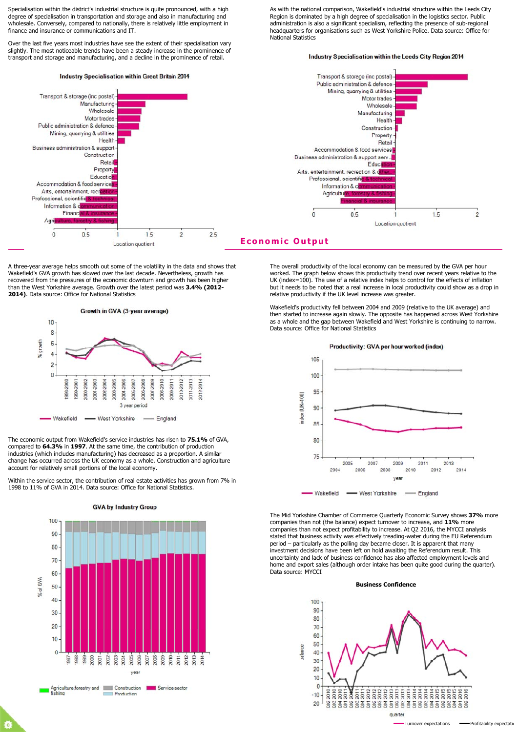Specialisation within the district's industrial structure is quite pronounced, with a high degree of specialisation in transportation and storage and also in manufacturing and wholesale. Conversely, compared to nationally, there is relatively little employment in finance and insurance or communications and IT.

Over the last five years most industries have see the extent of their specialisation vary slightly. The most noticeable trends have been a steady increase in the prominence of transport and storage and manufacturing, and a decline in the prominence of retail.

Industry Specialisation within Great Britain 2014

Transport & storage (inc postal)
Manufacturing
Wholesale
Motor trades
Public administration & defence
Mining, quarrying & utilities
Health
Business administration & support
Construction
Retail
Property
Education
Accommodation & food services
Arts, entertainment, recreation
Professional, scientific & technical
Information & communication
Financial & insurance
Agriculture, forestry & fishing

0 0.5 1 1.5 2 2.5
Location quotient

As with the national comparison, Wakefield's industrial structure within the Leeds City Region is dominated by a high degree of specialisation in the logistics sector. Public administration is also a significant specialism, reflecting the presence of sub-regional headquarters for organisations such as West Yorkshire Police. Data source: Office for National Statistics

Industry Specialisation within the Leeds City Region 2014

Transport & storage (inc postal)
Public administration & defence
Mining, quarrying & utilities
Motor trades
Wholesale
Manufacturing
Health
Construction
Property
Retail
Accommodation & food services
Business administration & support serv...
Education
Arts, entertainment, recreation & other
Professional, scientific & technical
Information & communication
Agriculture, forestry & fishing
Financial & insurance

0 0.5 1 1.5 2
Location quotient

## Economic Output

A three-year average helps smooth out some of the volatility in the data and shows that Wakefield's GVA growth has slowed over the last decade. Nevertheless, growth has recovered from the pressures of the economic downturn and growth has been higher than the West Yorkshire average. Growth over the latest period was **3.4% (2012-2014)**. Data source: Office for National Statistics

Growth in GVA (3-year average)

% growth
0 2 4 6 8 10
1998-2000 1999-2001 2000-2002 2001-2003 2002-2004 2003-2005 2004-2006 2005-2007 2006-2008 2007-2009 2008-2010 2009-2011 2010-2012 2011-2013 2012-2014
3 year period
Wakefield West Yorkshire England

The economic output from Wakefield's service industries has risen to **75.1%** of GVA, compared to **64.3%** in **1997**. At the same time, the contribution of production industries (which includes manufacturing) has decreased as a proportion. A similar change has occurred across the UK economy as a whole. Construction and agriculture account for relatively small portions of the local economy.

Within the service sector, the contribution of real estate activities has grown from 7% in 1998 to 11% of GVA in 2014. Data source: Office for National Statistics.

GVA by Industry Group

% of GVA
0 10 20 30 40 50 60 70 80 90 100
1997 1998 1999 2000 2001 2002 2003 2004 2005 2006 2007 2008 2009 2010 2011 2012 2013 2014
year
Agriculture,forestry and fishing Construction Production Service sector

The overall productivity of the local economy can be measured by the GVA per hour worked. The graph below shows this productivity trend over recent years relative to the UK (index=100). The use of a relative index helps to control for the effects of inflation but it needs to be noted that a real increase in local productivity could show as a drop in relative productivity if the UK level increase was greater.

Wakefield's productivity fell between 2004 and 2009 (relative to the UK average) and then started to increase again slowly. The opposite has happened across West Yorkshire as a whole and the gap between Wakefield and West Yorkshire is continuing to narrow. Data source: Office for National Statistics

Productivity: GVA per hour worked (index)

index (UK=100)
75 80 85 90 95 100 105
2004 2005 2006 2007 2008 2009 2010 2011 2012 2013 2014
year
Wakefield West Yorkshire England

The Mid Yorkshire Chamber of Commerce Quarterly Economic Survey shows **37%** more companies than not (the balance) expect turnover to increase, and **11%** more companies than not expect profitability to increase. At Q2 2016, the MYCCI analysis stated that business activity was effectively treading-water during the EU Referendum period – particularly as the polling day became closer. It is apparent that many investment decisions have been left on hold awaiting the Referendum result. This uncertainty and lack of business confidence has also affected employment levels and home and export sales (although order intake has been quite good during the quarter). Data source: MYCCI

**Business Confidence**

balance
-20 -10 0 10 20 30 40 50 60 70 80 90 100
Q2 2010 Q3 2010 Q4 2010 Q1 2011 Q2 2011 Q3 2011 Q4 2011 Q1 2012 Q2 2012 Q3 2012 Q4 2012 Q1 2013 Q2 2013 Q3 2013 Q4 2013 Q1 2014 Q2 2014 Q3 2014 Q4 2014 Q1 2015 Q2 2015 Q3 2015 Q4 2015 Q1 2016 Q2 2016
quarter
Turnover expectations Profitability expectations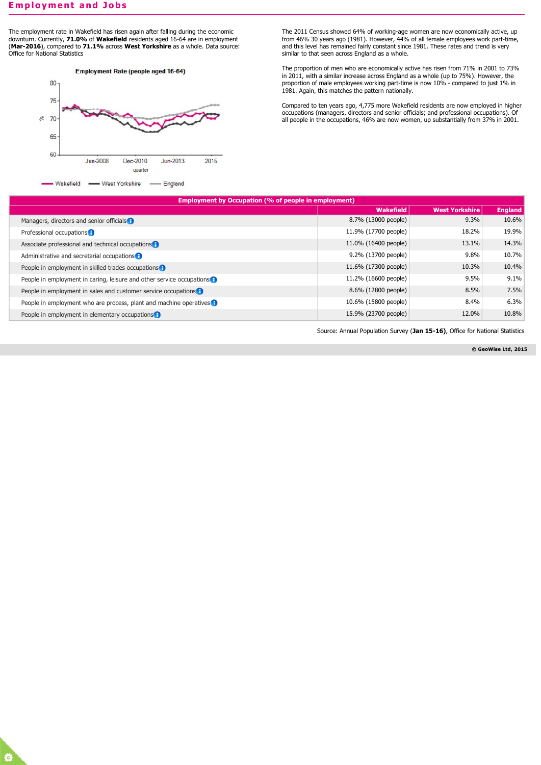# Employment and Jobs

The employment rate in Wakefield has risen again after falling during the economic downturn. Currently, **71.0%** of **Wakefield** residents aged 16-64 are in employment (**Mar-2016**), compared to **71.1%** across **West Yorkshire** as a whole. Data source: Office for National Statistics

Employment Rate (people aged 16-64)

%

80
75
70
65
60

Jun-2008
Dec-2010
Jun-2013
2015

quarter

Wakefield
West Yorkshire
England

The 2011 Census showed 64% of working-age women are now economically active, up from 46% 30 years ago (1981). However, 44% of all female employees work part-time, and this level has remained fairly constant since 1981. These rates and trend is very similar to that seen across England as a whole.

The proportion of men who are economically active has risen from 71% in 2001 to 73% in 2011, with a similar increase across England as a whole (up to 75%). However, the proportion of male employees working part-time is now 10% - compared to just 1% in 1981. Again, this matches the pattern nationally.

Compared to ten years ago, 4,775 more Wakefield residents are now employed in higher occupations (managers, directors and senior officials; and professional occupations). Of all people in the occupations, 46% are now women, up substantially from 37% in 2001.

**Employment by Occupation (% of people in employment)**

| | Wakefield | West Yorkshire | England |
|---|---|---|---|
| Managers, directors and senior officials | 8.7% (13000 people) | 9.3% | 10.6% |
| Professional occupations | 11.9% (17700 people) | 18.2% | 19.9% |
| Associate professional and technical occupations | 11.0% (16400 people) | 13.1% | 14.3% |
| Administrative and secretarial occupations | 9.2% (13700 people) | 9.8% | 10.7% |
| People in employment in skilled trades occupations | 11.6% (17300 people) | 10.3% | 10.4% |
| People in employment in caring, leisure and other service occupations | 11.2% (16600 people) | 9.5% | 9.1% |
| People in employment in sales and customer service occupations | 8.6% (12800 people) | 8.5% | 7.5% |
| People in employment who are process, plant and machine operatives | 10.6% (15800 people) | 8.4% | 6.3% |
| People in employment in elementary occupations | 15.9% (23700 people) | 12.0% | 10.8% |

Source: Annual Population Survey (**Jan 15-16**), Office for National Statistics

© GeoWise Ltd, 2015